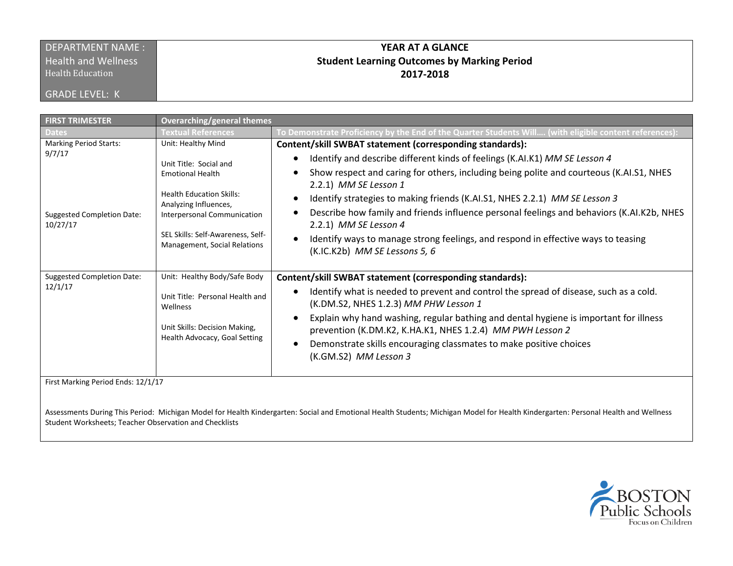| DEPARTMENT NAME : Health and Wellness<br>Health Education<br><br>GRADE LEVEL: K | **YEAR AT A GLANCE**<br>**Student Learning Outcomes by Marking Period**<br>**2017-2018** |
|---|---|

| FIRST TRIMESTER | Overarching/general themes | |
|---|---|---|
| **Dates** | **Textual References** | **To Demonstrate Proficiency by the End of the Quarter Students Will…. (with eligible content references):** |
| Marking Period Starts: 9/7/17<br><br>Suggested Completion Date: 10/27/17 | Unit: Healthy Mind<br><br>Unit Title: Social and Emotional Health<br><br>Health Education Skills: Analyzing Influences, Interpersonal Communication<br><br>SEL Skills: Self-Awareness, Self-Management, Social Relations | **Content/skill SWBAT statement (corresponding standards):**<br>• Identify and describe different kinds of feelings (K.AI.K1) *MM SE Lesson 4*<br>• Show respect and caring for others, including being polite and courteous (K.AI.S1, NHES 2.2.1) *MM SE Lesson 1*<br>• Identify strategies to making friends (K.AI.S1, NHES 2.2.1) *MM SE Lesson 3*<br>• Describe how family and friends influence personal feelings and behaviors (K.AI.K2b, NHES 2.2.1) *MM SE Lesson 4*<br>• Identify ways to manage strong feelings, and respond in effective ways to teasing (K.IC.K2b) *MM SE Lessons 5, 6* |
| Suggested Completion Date: 12/1/17 | Unit: Healthy Body/Safe Body<br><br>Unit Title: Personal Health and Wellness<br><br>Unit Skills: Decision Making, Health Advocacy, Goal Setting | **Content/skill SWBAT statement (corresponding standards):**<br>• Identify what is needed to prevent and control the spread of disease, such as a cold. (K.DM.S2, NHES 1.2.3) *MM PHW Lesson 1*<br>• Explain why hand washing, regular bathing and dental hygiene is important for illness prevention (K.DM.K2, K.HA.K1, NHES 1.2.4) *MM PWH Lesson 2*<br>• Demonstrate skills encouraging classmates to make positive choices (K.GM.S2) *MM Lesson 3* |
| First Marking Period Ends: 12/1/17<br><br>Assessments During This Period: Michigan Model for Health Kindergarten: Social and Emotional Health Students; Michigan Model for Health Kindergarten: Personal Health and Wellness Student Worksheets; Teacher Observation and Checklists | | |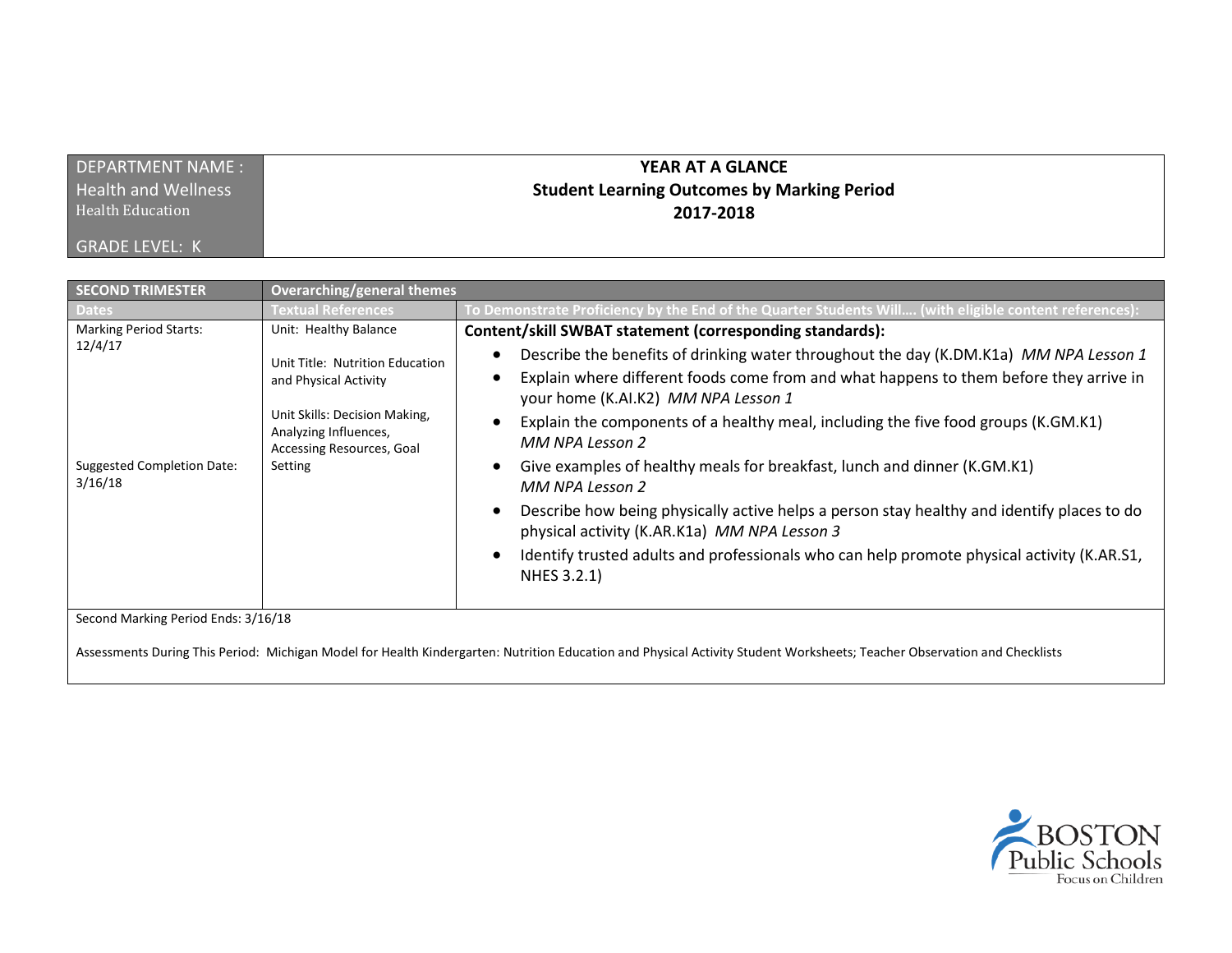| DEPARTMENT NAME : Health and Wellness Health Education<br><br>GRADE LEVEL: K | **YEAR AT A GLANCE**<br>**Student Learning Outcomes by Marking Period**<br>**2017-2018** |
|---|---|

| **SECOND TRIMESTER** | **Overarching/general themes** | |
|---|---|---|
| **Dates** | **Textual References** | **To Demonstrate Proficiency by the End of the Quarter Students Will…. (with eligible content references):** |
| Marking Period Starts: 12/4/17<br><br>Suggested Completion Date: 3/16/18 | Unit: Healthy Balance<br><br>Unit Title: Nutrition Education and Physical Activity<br><br>Unit Skills: Decision Making, Analyzing Influences, Accessing Resources, Goal Setting | **Content/skill SWBAT statement (corresponding standards):**<br>• Describe the benefits of drinking water throughout the day (K.DM.K1a) *MM NPA Lesson 1*<br>• Explain where different foods come from and what happens to them before they arrive in your home (K.AI.K2) *MM NPA Lesson 1*<br>• Explain the components of a healthy meal, including the five food groups (K.GM.K1) *MM NPA Lesson 2*<br>• Give examples of healthy meals for breakfast, lunch and dinner (K.GM.K1) *MM NPA Lesson 2*<br>• Describe how being physically active helps a person stay healthy and identify places to do physical activity (K.AR.K1a) *MM NPA Lesson 3*<br>• Identify trusted adults and professionals who can help promote physical activity (K.AR.S1, NHES 3.2.1) |
| Second Marking Period Ends: 3/16/18<br><br>Assessments During This Period: Michigan Model for Health Kindergarten: Nutrition Education and Physical Activity Student Worksheets; Teacher Observation and Checklists | | |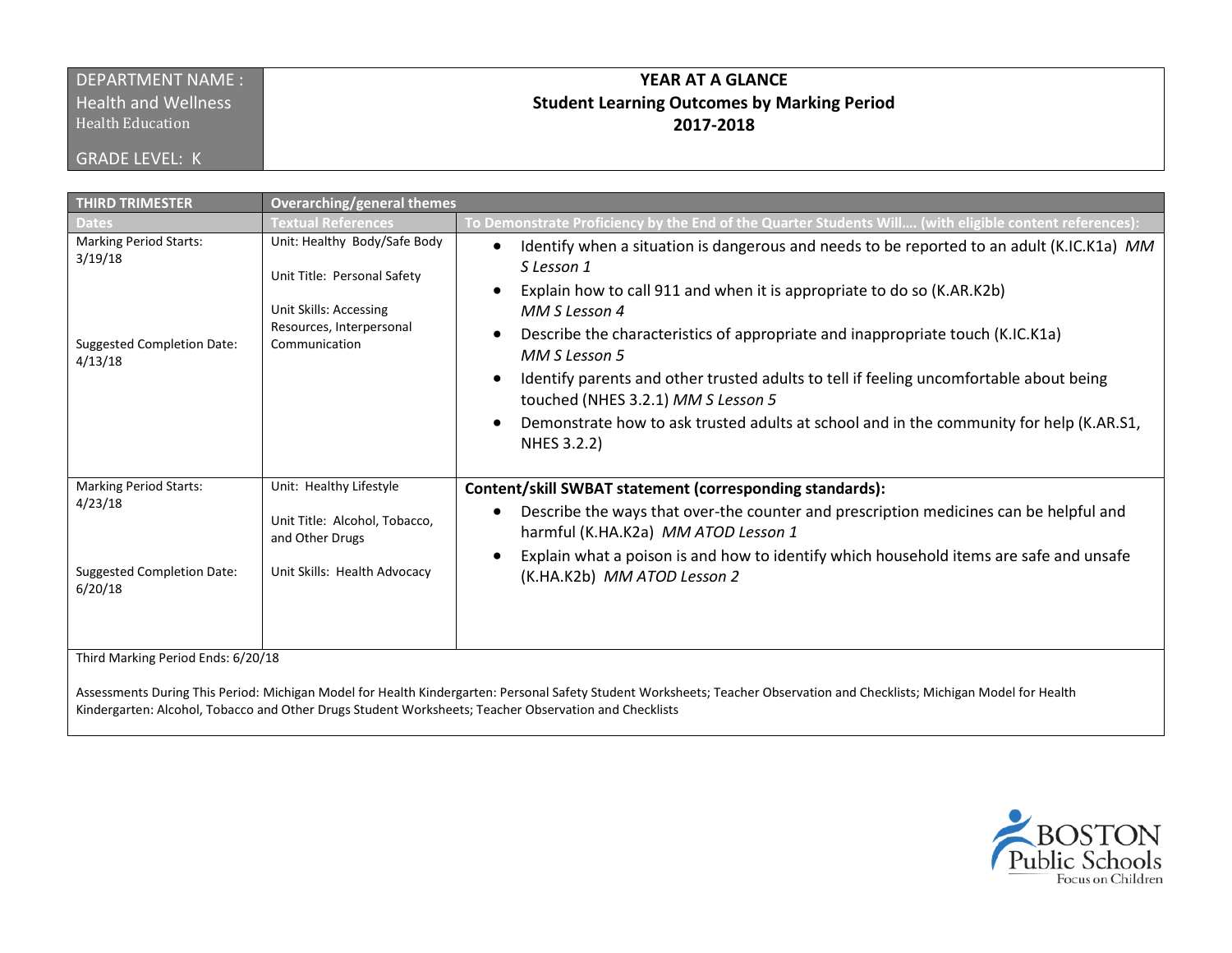| DEPARTMENT NAME : Health and Wellness<br>Health Education<br><br>GRADE LEVEL: K | YEAR AT A GLANCE<br>**Student Learning Outcomes by Marking Period**<br>**2017-2018** |
|---|---|

| THIRD TRIMESTER | Overarching/general themes | |
|---|---|---|
| **Dates** | **Textual References** | **To Demonstrate Proficiency by the End of the Quarter Students Will…. (with eligible content references):** |
| Marking Period Starts: 3/19/18<br><br>Suggested Completion Date: 4/13/18 | Unit: Healthy Body/Safe Body<br><br>Unit Title: Personal Safety<br><br>Unit Skills: Accessing Resources, Interpersonal Communication | • Identify when a situation is dangerous and needs to be reported to an adult (K.IC.K1a) *MM S Lesson 1*<br>• Explain how to call 911 and when it is appropriate to do so (K.AR.K2b) *MM S Lesson 4*<br>• Describe the characteristics of appropriate and inappropriate touch (K.IC.K1a) *MM S Lesson 5*<br>• Identify parents and other trusted adults to tell if feeling uncomfortable about being touched (NHES 3.2.1) *MM S Lesson 5*<br>• Demonstrate how to ask trusted adults at school and in the community for help (K.AR.S1, NHES 3.2.2) |
| Marking Period Starts: 4/23/18<br><br>Suggested Completion Date: 6/20/18 | Unit: Healthy Lifestyle<br><br>Unit Title: Alcohol, Tobacco, and Other Drugs<br><br>Unit Skills: Health Advocacy | **Content/skill SWBAT statement (corresponding standards):**<br>• Describe the ways that over-the counter and prescription medicines can be helpful and harmful (K.HA.K2a) *MM ATOD Lesson 1*<br>• Explain what a poison is and how to identify which household items are safe and unsafe (K.HA.K2b) *MM ATOD Lesson 2* |

Third Marking Period Ends: 6/20/18

Assessments During This Period: Michigan Model for Health Kindergarten: Personal Safety Student Worksheets; Teacher Observation and Checklists; Michigan Model for Health Kindergarten: Alcohol, Tobacco and Other Drugs Student Worksheets; Teacher Observation and Checklists

BOSTON Public Schools
Focus on Children